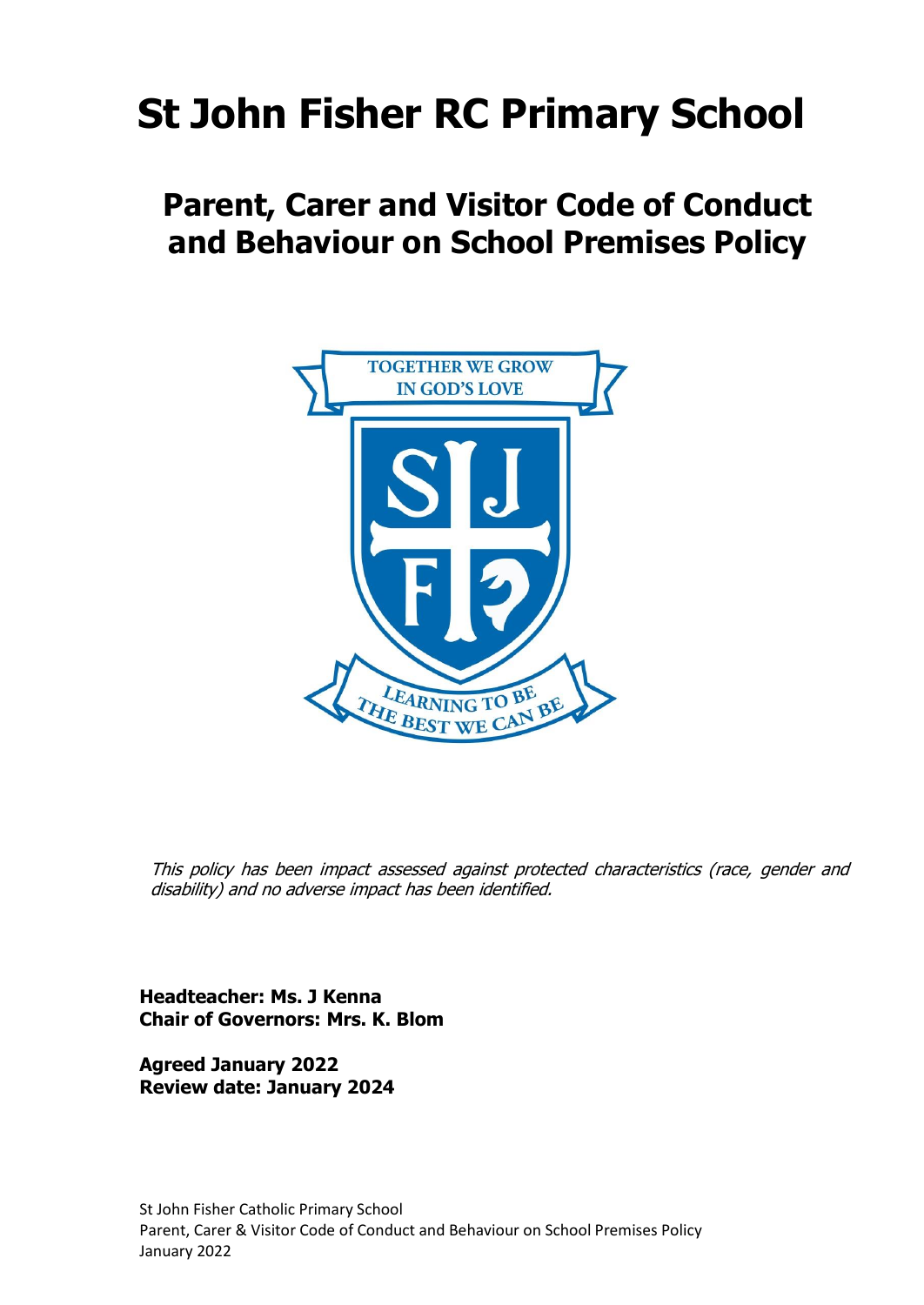# St John Fisher RC Primary School

## Parent, Carer and Visitor Code of Conduct and Behaviour on School Premises Policy

*This policy has been impact assessed against protected characteristics (race, gender and disability) and no adverse impact has been identified.*

**Headteacher: Ms. J Kenna**
**Chair of Governors: Mrs. K. Blom**

**Agreed January 2022**
**Review date: January 2024**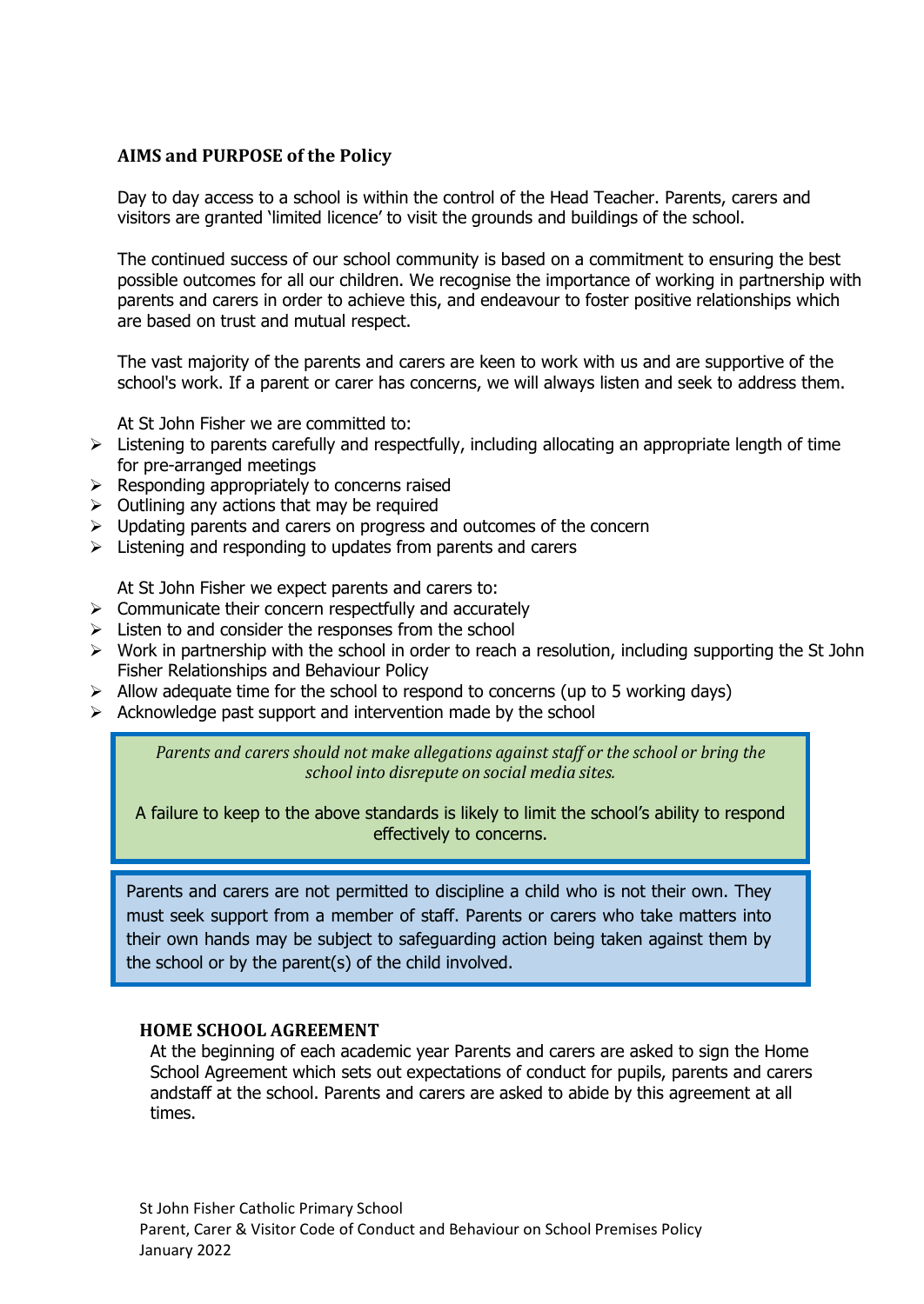### AIMS and PURPOSE of the Policy

Day to day access to a school is within the control of the Head Teacher. Parents, carers and visitors are granted 'limited licence' to visit the grounds and buildings of the school.

The continued success of our school community is based on a commitment to ensuring the best possible outcomes for all our children. We recognise the importance of working in partnership with parents and carers in order to achieve this, and endeavour to foster positive relationships which are based on trust and mutual respect.

The vast majority of the parents and carers are keen to work with us and are supportive of the school's work. If a parent or carer has concerns, we will always listen and seek to address them.

At St John Fisher we are committed to:

- Listening to parents carefully and respectfully, including allocating an appropriate length of time for pre-arranged meetings
- Responding appropriately to concerns raised
- Outlining any actions that may be required
- Updating parents and carers on progress and outcomes of the concern
- Listening and responding to updates from parents and carers

At St John Fisher we expect parents and carers to:

- Communicate their concern respectfully and accurately
- Listen to and consider the responses from the school
- Work in partnership with the school in order to reach a resolution, including supporting the St John Fisher Relationships and Behaviour Policy
- Allow adequate time for the school to respond to concerns (up to 5 working days)
- Acknowledge past support and intervention made by the school

*Parents and carers should not make allegations against staff or the school or bring the school into disrepute on social media sites.*

A failure to keep to the above standards is likely to limit the school's ability to respond effectively to concerns.

Parents and carers are not permitted to discipline a child who is not their own. They must seek support from a member of staff. Parents or carers who take matters into their own hands may be subject to safeguarding action being taken against them by the school or by the parent(s) of the child involved.

### HOME SCHOOL AGREEMENT

At the beginning of each academic year Parents and carers are asked to sign the Home School Agreement which sets out expectations of conduct for pupils, parents and carers andstaff at the school. Parents and carers are asked to abide by this agreement at all times.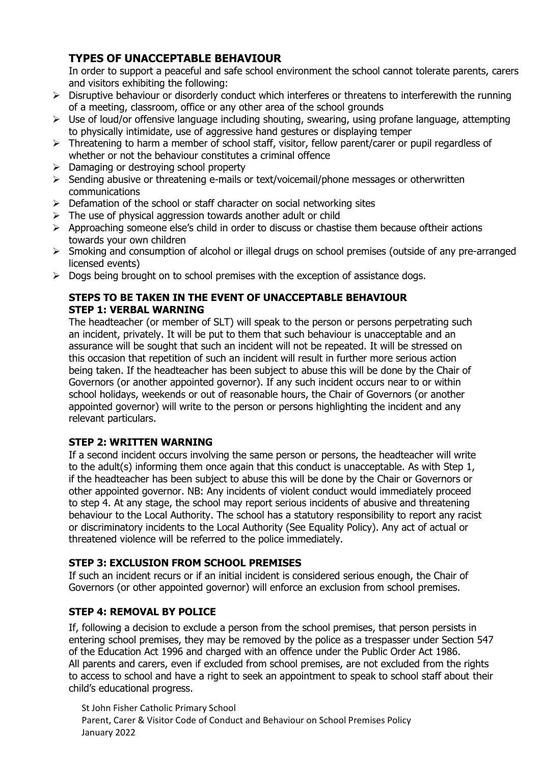## TYPES OF UNACCEPTABLE BEHAVIOUR

In order to support a peaceful and safe school environment the school cannot tolerate parents, carers and visitors exhibiting the following:

- Disruptive behaviour or disorderly conduct which interferes or threatens to interferewith the running of a meeting, classroom, office or any other area of the school grounds
- Use of loud/or offensive language including shouting, swearing, using profane language, attempting to physically intimidate, use of aggressive hand gestures or displaying temper
- Threatening to harm a member of school staff, visitor, fellow parent/carer or pupil regardless of whether or not the behaviour constitutes a criminal offence
- Damaging or destroying school property
- Sending abusive or threatening e-mails or text/voicemail/phone messages or otherwritten communications
- Defamation of the school or staff character on social networking sites
- The use of physical aggression towards another adult or child
- Approaching someone else's child in order to discuss or chastise them because oftheir actions towards your own children
- Smoking and consumption of alcohol or illegal drugs on school premises (outside of any pre-arranged licensed events)
- Dogs being brought on to school premises with the exception of assistance dogs.

### STEPS TO BE TAKEN IN THE EVENT OF UNACCEPTABLE BEHAVIOUR

### STEP 1: VERBAL WARNING

The headteacher (or member of SLT) will speak to the person or persons perpetrating such an incident, privately. It will be put to them that such behaviour is unacceptable and an assurance will be sought that such an incident will not be repeated. It will be stressed on this occasion that repetition of such an incident will result in further more serious action being taken. If the headteacher has been subject to abuse this will be done by the Chair of Governors (or another appointed governor). If any such incident occurs near to or within school holidays, weekends or out of reasonable hours, the Chair of Governors (or another appointed governor) will write to the person or persons highlighting the incident and any relevant particulars.

### STEP 2: WRITTEN WARNING

If a second incident occurs involving the same person or persons, the headteacher will write to the adult(s) informing them once again that this conduct is unacceptable. As with Step 1, if the headteacher has been subject to abuse this will be done by the Chair or Governors or other appointed governor. NB: Any incidents of violent conduct would immediately proceed to step 4. At any stage, the school may report serious incidents of abusive and threatening behaviour to the Local Authority. The school has a statutory responsibility to report any racist or discriminatory incidents to the Local Authority (See Equality Policy). Any act of actual or threatened violence will be referred to the police immediately.

### STEP 3: EXCLUSION FROM SCHOOL PREMISES

If such an incident recurs or if an initial incident is considered serious enough, the Chair of Governors (or other appointed governor) will enforce an exclusion from school premises.

### STEP 4: REMOVAL BY POLICE

If, following a decision to exclude a person from the school premises, that person persists in entering school premises, they may be removed by the police as a trespasser under Section 547 of the Education Act 1996 and charged with an offence under the Public Order Act 1986.
All parents and carers, even if excluded from school premises, are not excluded from the rights to access to school and have a right to seek an appointment to speak to school staff about their child's educational progress.